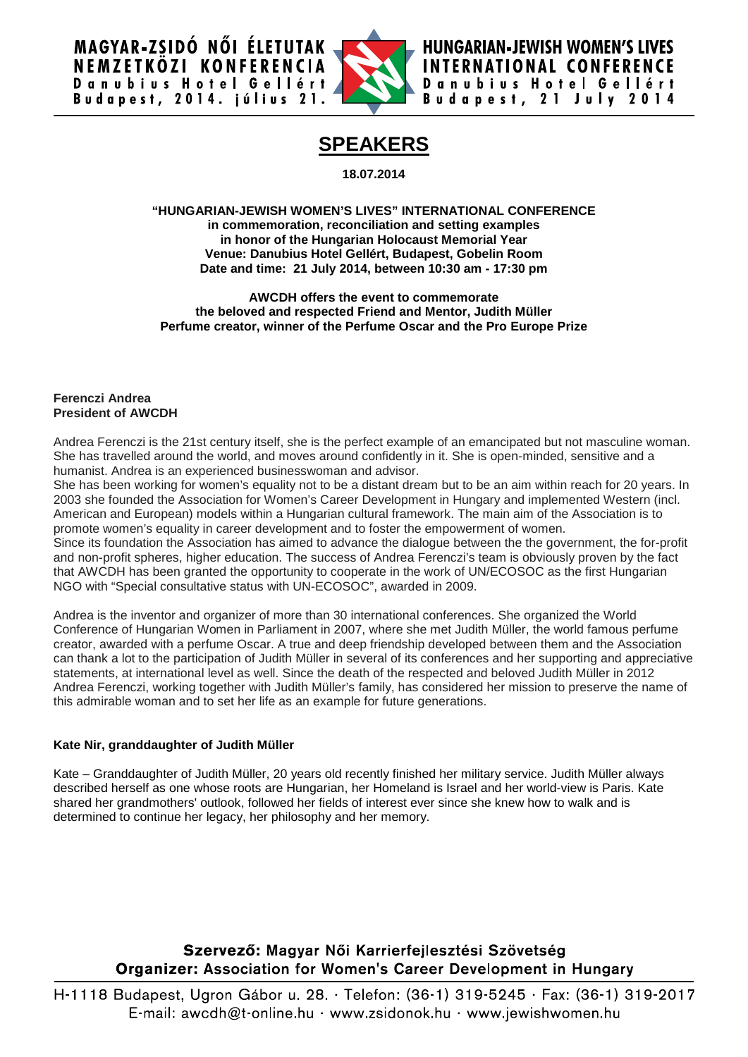# SPEAKERS

**18.07.2014**

**"HUNGARIAN-JEWISH WOMEN'S LIVES" INTERNATIONAL CONFERENCE**
**in commemoration, reconciliation and setting examples**
**in honor of the Hungarian Holocaust Memorial Year**
**Venue: Danubius Hotel Gellért, Budapest, Gobelin Room**
**Date and time: 21 July 2014, between 10:30 am - 17:30 pm**

**AWCDH offers the event to commemorate**
**the beloved and respected Friend and Mentor, Judith Müller**
**Perfume creator, winner of the Perfume Oscar and the Pro Europe Prize**

**Ferenczi Andrea**
**President of AWCDH**

Andrea Ferenczi is the 21st century itself, she is the perfect example of an emancipated but not masculine woman. She has travelled around the world, and moves around confidently in it. She is open-minded, sensitive and a humanist. Andrea is an experienced businesswoman and advisor.

She has been working for women's equality not to be a distant dream but to be an aim within reach for 20 years. In 2003 she founded the Association for Women's Career Development in Hungary and implemented Western (incl. American and European) models within a Hungarian cultural framework. The main aim of the Association is to promote women's equality in career development and to foster the empowerment of women.

Since its foundation the Association has aimed to advance the dialogue between the the government, the for-profit and non-profit spheres, higher education. The success of Andrea Ferenczi's team is obviously proven by the fact that AWCDH has been granted the opportunity to cooperate in the work of UN/ECOSOC as the first Hungarian NGO with "Special consultative status with UN-ECOSOC", awarded in 2009.

Andrea is the inventor and organizer of more than 30 international conferences. She organized the World Conference of Hungarian Women in Parliament in 2007, where she met Judith Müller, the world famous perfume creator, awarded with a perfume Oscar. A true and deep friendship developed between them and the Association can thank a lot to the participation of Judith Müller in several of its conferences and her supporting and appreciative statements, at international level as well. Since the death of the respected and beloved Judith Müller in 2012 Andrea Ferenczi, working together with Judith Müller's family, has considered her mission to preserve the name of this admirable woman and to set her life as an example for future generations.

**Kate Nir, granddaughter of Judith Müller**

Kate – Granddaughter of Judith Müller, 20 years old recently finished her military service. Judith Müller always described herself as one whose roots are Hungarian, her Homeland is Israel and her world-view is Paris. Kate shared her grandmothers' outlook, followed her fields of interest ever since she knew how to walk and is determined to continue her legacy, her philosophy and her memory.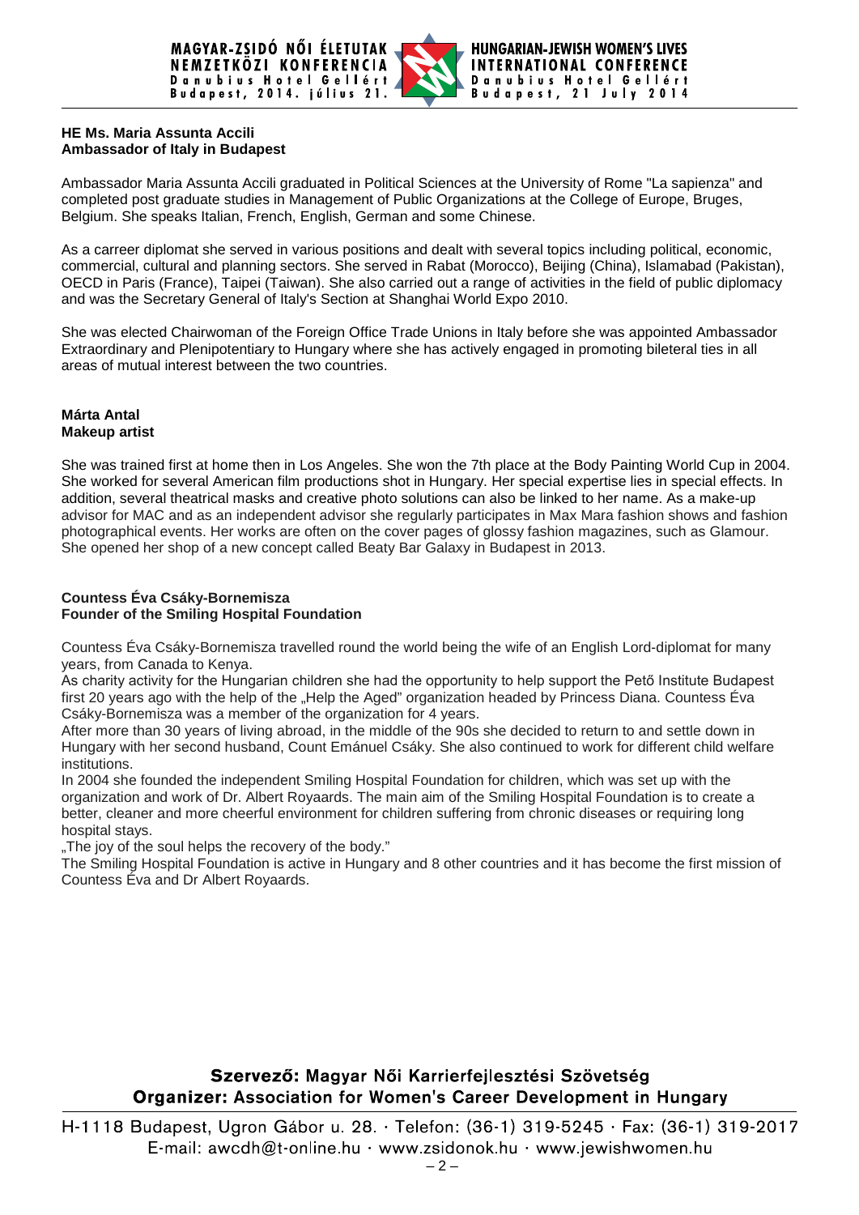**HE Ms. Maria Assunta Accili**
**Ambassador of Italy in Budapest**

Ambassador Maria Assunta Accili graduated in Political Sciences at the University of Rome "La sapienza" and completed post graduate studies in Management of Public Organizations at the College of Europe, Bruges, Belgium. She speaks Italian, French, English, German and some Chinese.

As a carreer diplomat she served in various positions and dealt with several topics including political, economic, commercial, cultural and planning sectors. She served in Rabat (Morocco), Beijing (China), Islamabad (Pakistan), OECD in Paris (France), Taipei (Taiwan). She also carried out a range of activities in the field of public diplomacy and was the Secretary General of Italy's Section at Shanghai World Expo 2010.

She was elected Chairwoman of the Foreign Office Trade Unions in Italy before she was appointed Ambassador Extraordinary and Plenipotentiary to Hungary where she has actively engaged in promoting bileteral ties in all areas of mutual interest between the two countries.

**Márta Antal**
**Makeup artist**

She was trained first at home then in Los Angeles. She won the 7th place at the Body Painting World Cup in 2004. She worked for several American film productions shot in Hungary. Her special expertise lies in special effects. In addition, several theatrical masks and creative photo solutions can also be linked to her name. As a make-up advisor for MAC and as an independent advisor she regularly participates in Max Mara fashion shows and fashion photographical events. Her works are often on the cover pages of glossy fashion magazines, such as Glamour. She opened her shop of a new concept called Beaty Bar Galaxy in Budapest in 2013.

**Countess Éva Csáky-Bornemisza**
**Founder of the Smiling Hospital Foundation**

Countess Éva Csáky-Bornemisza travelled round the world being the wife of an English Lord-diplomat for many years, from Canada to Kenya.
As charity activity for the Hungarian children she had the opportunity to help support the Pető Institute Budapest first 20 years ago with the help of the „Help the Aged" organization headed by Princess Diana. Countess Éva Csáky-Bornemisza was a member of the organization for 4 years.
After more than 30 years of living abroad, in the middle of the 90s she decided to return to and settle down in Hungary with her second husband, Count Emánuel Csáky. She also continued to work for different child welfare institutions.
In 2004 she founded the independent Smiling Hospital Foundation for children, which was set up with the organization and work of Dr. Albert Royaards. The main aim of the Smiling Hospital Foundation is to create a better, cleaner and more cheerful environment for children suffering from chronic diseases or requiring long hospital stays.
„The joy of the soul helps the recovery of the body."
The Smiling Hospital Foundation is active in Hungary and 8 other countries and it has become the first mission of Countess Éva and Dr Albert Royaards.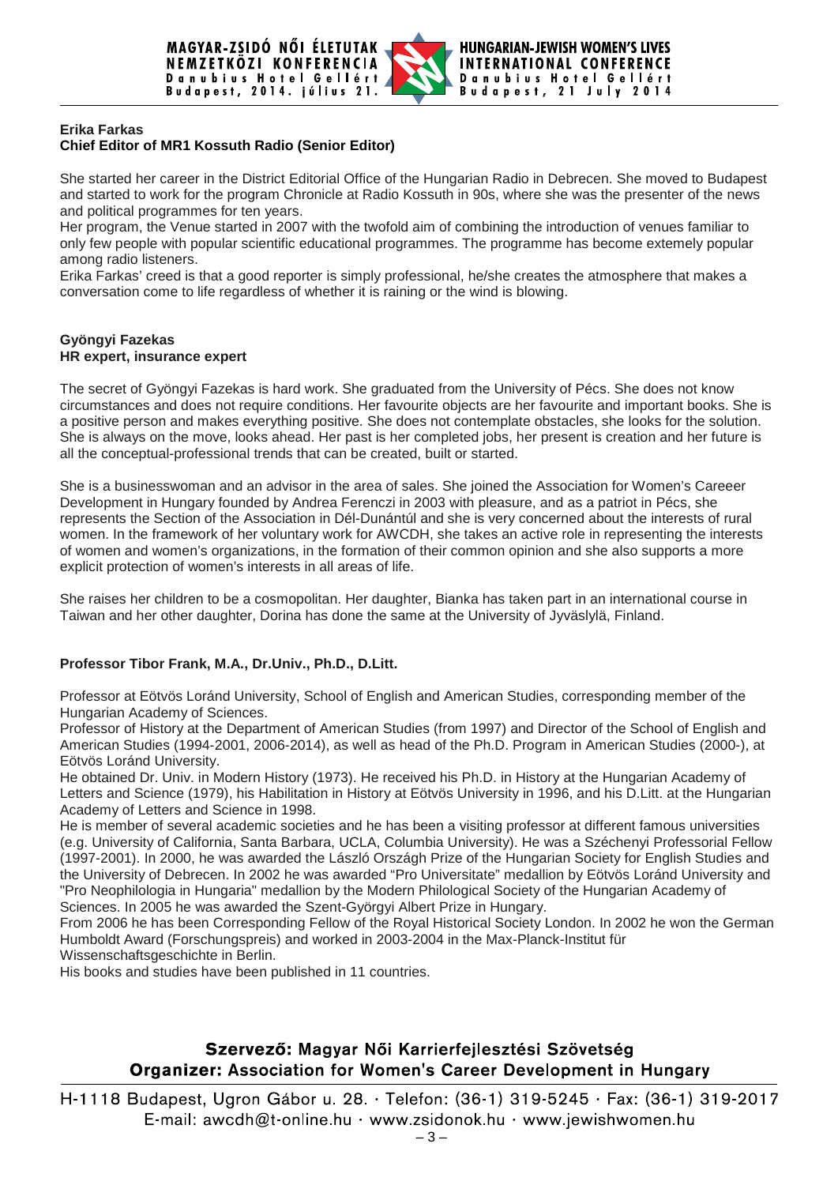**Erika Farkas**
**Chief Editor of MR1 Kossuth Radio (Senior Editor)**

She started her career in the District Editorial Office of the Hungarian Radio in Debrecen. She moved to Budapest and started to work for the program Chronicle at Radio Kossuth in 90s, where she was the presenter of the news and political programmes for ten years.
Her program, the Venue started in 2007 with the twofold aim of combining the introduction of venues familiar to only few people with popular scientific educational programmes. The programme has become extemely popular among radio listeners.
Erika Farkas' creed is that a good reporter is simply professional, he/she creates the atmosphere that makes a conversation come to life regardless of whether it is raining or the wind is blowing.

**Gyöngyi Fazekas**
**HR expert, insurance expert**

The secret of Gyöngyi Fazekas is hard work. She graduated from the University of Pécs. She does not know circumstances and does not require conditions. Her favourite objects are her favourite and important books. She is a positive person and makes everything positive. She does not contemplate obstacles, she looks for the solution. She is always on the move, looks ahead. Her past is her completed jobs, her present is creation and her future is all the conceptual-professional trends that can be created, built or started.

She is a businesswoman and an advisor in the area of sales. She joined the Association for Women's Careeer Development in Hungary founded by Andrea Ferenczi in 2003 with pleasure, and as a patriot in Pécs, she represents the Section of the Association in Dél-Dunántúl and she is very concerned about the interests of rural women. In the framework of her voluntary work for AWCDH, she takes an active role in representing the interests of women and women's organizations, in the formation of their common opinion and she also supports a more explicit protection of women's interests in all areas of life.

She raises her children to be a cosmopolitan. Her daughter, Bianka has taken part in an international course in Taiwan and her other daughter, Dorina has done the same at the University of Jyväslylä, Finland.

**Professor Tibor Frank, M.A., Dr.Univ., Ph.D., D.Litt.**

Professor at Eötvös Loránd University, School of English and American Studies, corresponding member of the Hungarian Academy of Sciences.
Professor of History at the Department of American Studies (from 1997) and Director of the School of English and American Studies (1994-2001, 2006-2014), as well as head of the Ph.D. Program in American Studies (2000-), at Eötvös Loránd University.
He obtained Dr. Univ. in Modern History (1973). He received his Ph.D. in History at the Hungarian Academy of Letters and Science (1979), his Habilitation in History at Eötvös University in 1996, and his D.Litt. at the Hungarian Academy of Letters and Science in 1998.
He is member of several academic societies and he has been a visiting professor at different famous universities (e.g. University of California, Santa Barbara, UCLA, Columbia University). He was a Széchenyi Professorial Fellow (1997-2001). In 2000, he was awarded the László Országh Prize of the Hungarian Society for English Studies and the University of Debrecen. In 2002 he was awarded "Pro Universitate" medallion by Eötvös Loránd University and "Pro Neophilologia in Hungaria" medallion by the Modern Philological Society of the Hungarian Academy of Sciences. In 2005 he was awarded the Szent-Györgyi Albert Prize in Hungary.
From 2006 he has been Corresponding Fellow of the Royal Historical Society London. In 2002 he won the German Humboldt Award (Forschungspreis) and worked in 2003-2004 in the Max-Planck-Institut für Wissenschaftsgeschichte in Berlin.
His books and studies have been published in 11 countries.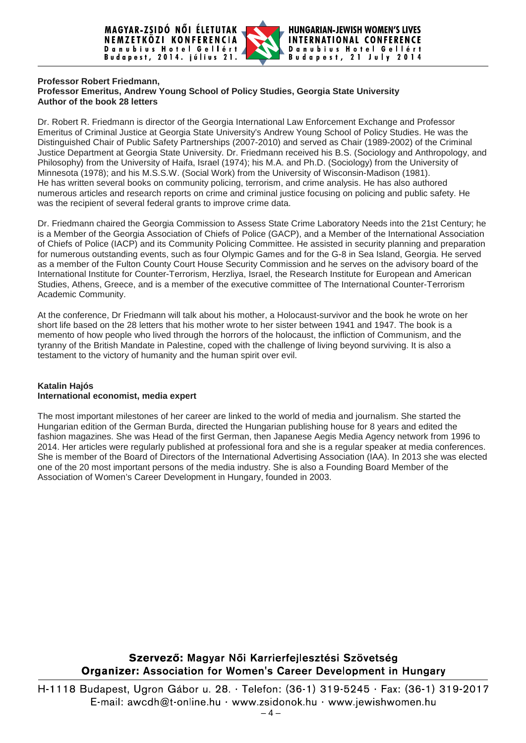**Professor Robert Friedmann,**
**Professor Emeritus, Andrew Young School of Policy Studies, Georgia State University**
**Author of the book 28 letters**

Dr. Robert R. Friedmann is director of the Georgia International Law Enforcement Exchange and Professor Emeritus of Criminal Justice at Georgia State University's Andrew Young School of Policy Studies. He was the Distinguished Chair of Public Safety Partnerships (2007-2010) and served as Chair (1989-2002) of the Criminal Justice Department at Georgia State University. Dr. Friedmann received his B.S. (Sociology and Anthropology, and Philosophy) from the University of Haifa, Israel (1974); his M.A. and Ph.D. (Sociology) from the University of Minnesota (1978); and his M.S.S.W. (Social Work) from the University of Wisconsin-Madison (1981). He has written several books on community policing, terrorism, and crime analysis. He has also authored numerous articles and research reports on crime and criminal justice focusing on policing and public safety. He was the recipient of several federal grants to improve crime data.

Dr. Friedmann chaired the Georgia Commission to Assess State Crime Laboratory Needs into the 21st Century; he is a Member of the Georgia Association of Chiefs of Police (GACP), and a Member of the International Association of Chiefs of Police (IACP) and its Community Policing Committee. He assisted in security planning and preparation for numerous outstanding events, such as four Olympic Games and for the G-8 in Sea Island, Georgia. He served as a member of the Fulton County Court House Security Commission and he serves on the advisory board of the International Institute for Counter-Terrorism, Herzliya, Israel, the Research Institute for European and American Studies, Athens, Greece, and is a member of the executive committee of The International Counter-Terrorism Academic Community.

At the conference, Dr Friedmann will talk about his mother, a Holocaust-survivor and the book he wrote on her short life based on the 28 letters that his mother wrote to her sister between 1941 and 1947. The book is a memento of how people who lived through the horrors of the holocaust, the infliction of Communism, and the tyranny of the British Mandate in Palestine, coped with the challenge of living beyond surviving. It is also a testament to the victory of humanity and the human spirit over evil.

**Katalin Hajós**
**International economist, media expert**

The most important milestones of her career are linked to the world of media and journalism. She started the Hungarian edition of the German Burda, directed the Hungarian publishing house for 8 years and edited the fashion magazines. She was Head of the first German, then Japanese Aegis Media Agency network from 1996 to 2014. Her articles were regularly published at professional fora and she is a regular speaker at media conferences. She is member of the Board of Directors of the International Advertising Association (IAA). In 2013 she was elected one of the 20 most important persons of the media industry. She is also a Founding Board Member of the Association of Women's Career Development in Hungary, founded in 2003.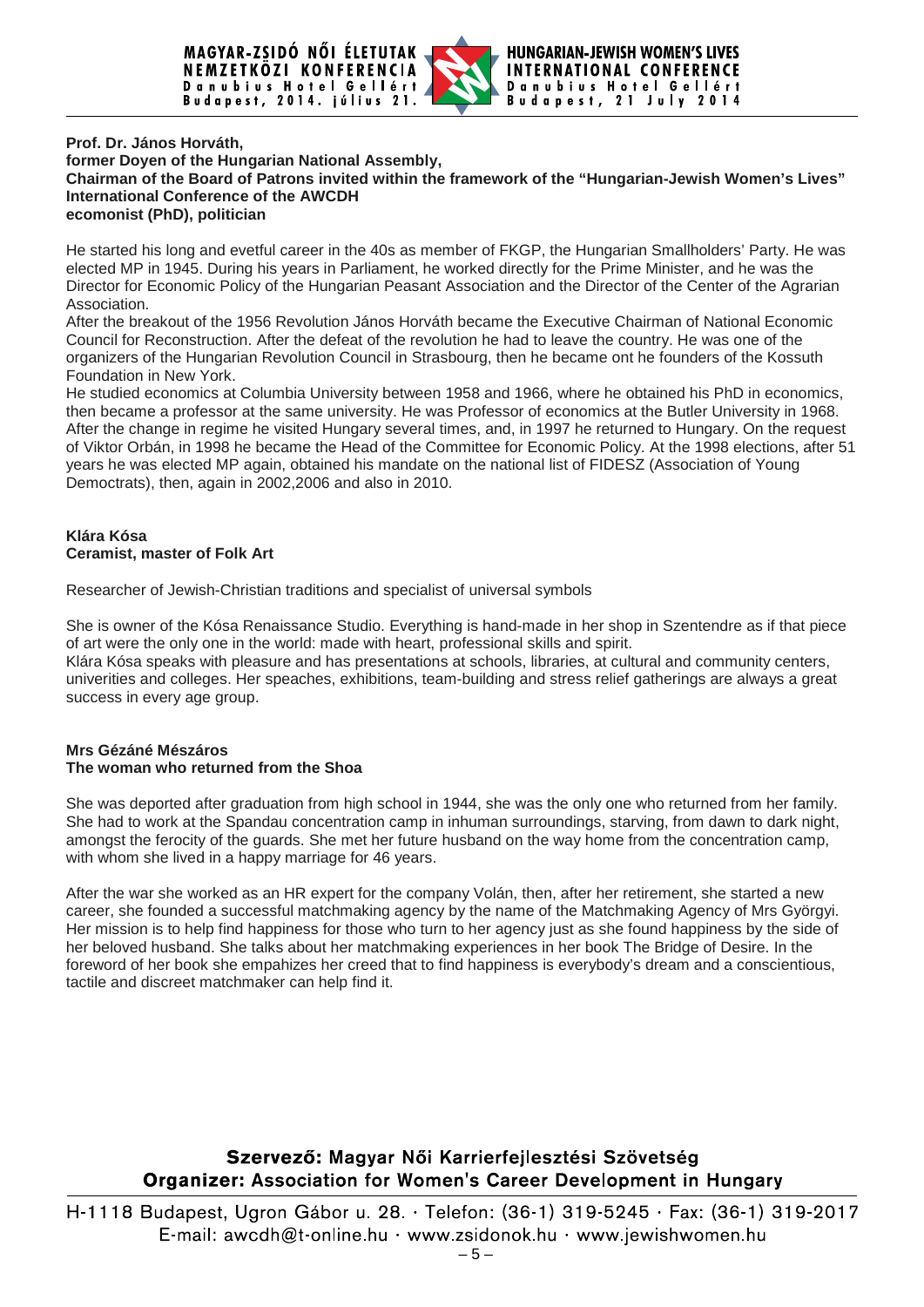**Prof. Dr. János Horváth,**
**former Doyen of the Hungarian National Assembly,**
**Chairman of the Board of Patrons invited within the framework of the "Hungarian-Jewish Women's Lives" International Conference of the AWCDH**
**ecomonist (PhD), politician**

He started his long and evetful career in the 40s as member of FKGP, the Hungarian Smallholders' Party. He was elected MP in 1945. During his years in Parliament, he worked directly for the Prime Minister, and he was the Director for Economic Policy of the Hungarian Peasant Association and the Director of the Center of the Agrarian Association.
After the breakout of the 1956 Revolution János Horváth became the Executive Chairman of National Economic Council for Reconstruction. After the defeat of the revolution he had to leave the country. He was one of the organizers of the Hungarian Revolution Council in Strasbourg, then he became ont he founders of the Kossuth Foundation in New York.
He studied economics at Columbia University between 1958 and 1966, where he obtained his PhD in economics, then became a professor at the same university. He was Professor of economics at the Butler University in 1968. After the change in regime he visited Hungary several times, and, in 1997 he returned to Hungary. On the request of Viktor Orbán, in 1998 he became the Head of the Committee for Economic Policy. At the 1998 elections, after 51 years he was elected MP again, obtained his mandate on the national list of FIDESZ (Association of Young Democtrats), then, again in 2002,2006 and also in 2010.

**Klára Kósa**
**Ceramist, master of Folk Art**

Researcher of Jewish-Christian traditions and specialist of universal symbols

She is owner of the Kósa Renaissance Studio. Everything is hand-made in her shop in Szentendre as if that piece of art were the only one in the world: made with heart, professional skills and spirit.
Klára Kósa speaks with pleasure and has presentations at schools, libraries, at cultural and community centers, univerities and colleges. Her speaches, exhibitions, team-building and stress relief gatherings are always a great success in every age group.

**Mrs Gézáné Mészáros**
**The woman who returned from the Shoa**

She was deported after graduation from high school in 1944, she was the only one who returned from her family. She had to work at the Spandau concentration camp in inhuman surroundings, starving, from dawn to dark night, amongst the ferocity of the guards. She met her future husband on the way home from the concentration camp, with whom she lived in a happy marriage for 46 years.

After the war she worked as an HR expert for the company Volán, then, after her retirement, she started a new career, she founded a successful matchmaking agency by the name of the Matchmaking Agency of Mrs Györgyi. Her mission is to help find happiness for those who turn to her agency just as she found happiness by the side of her beloved husband. She talks about her matchmaking experiences in her book The Bridge of Desire. In the foreword of her book she empahizes her creed that to find happiness is everybody's dream and a conscientious, tactile and discreet matchmaker can help find it.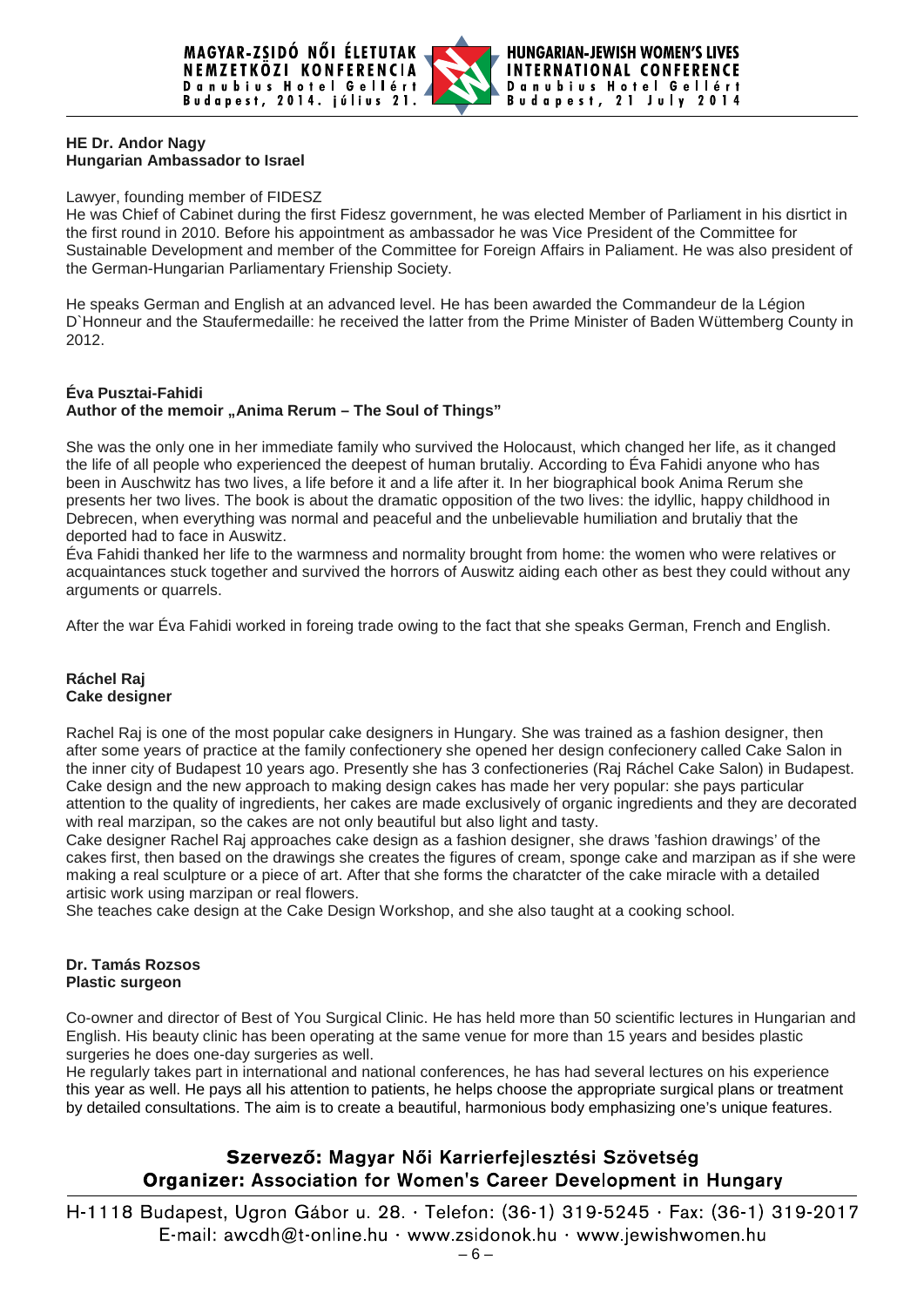**HE Dr. Andor Nagy**
**Hungarian Ambassador to Israel**

Lawyer, founding member of FIDESZ
He was Chief of Cabinet during the first Fidesz government, he was elected Member of Parliament in his disrtict in the first round in 2010. Before his appointment as ambassador he was Vice President of the Committee for Sustainable Development and member of the Committee for Foreign Affairs in Paliament. He was also president of the German-Hungarian Parliamentary Frienship Society.

He speaks German and English at an advanced level. He has been awarded the Commandeur de la Légion D`Honneur and the Staufermedaille: he received the latter from the Prime Minister of Baden Wüttemberg County in 2012.

**Éva Pusztai-Fahidi**
**Author of the memoir „Anima Rerum – The Soul of Things"**

She was the only one in her immediate family who survived the Holocaust, which changed her life, as it changed the life of all people who experienced the deepest of human brutaliy. According to Éva Fahidi anyone who has been in Auschwitz has two lives, a life before it and a life after it. In her biographical book Anima Rerum she presents her two lives. The book is about the dramatic opposition of the two lives: the idyllic, happy childhood in Debrecen, when everything was normal and peaceful and the unbelievable humiliation and brutaliy that the deported had to face in Auswitz.
Éva Fahidi thanked her life to the warmness and normality brought from home: the women who were relatives or acquaintances stuck together and survived the horrors of Auswitz aiding each other as best they could without any arguments or quarrels.

After the war Éva Fahidi worked in foreing trade owing to the fact that she speaks German, French and English.

**Ráchel Raj**
**Cake designer**

Rachel Raj is one of the most popular cake designers in Hungary. She was trained as a fashion designer, then after some years of practice at the family confectionery she opened her design confecionery called Cake Salon in the inner city of Budapest 10 years ago. Presently she has 3 confectioneries (Raj Ráchel Cake Salon) in Budapest. Cake design and the new approach to making design cakes has made her very popular: she pays particular attention to the quality of ingredients, her cakes are made exclusively of organic ingredients and they are decorated with real marzipan, so the cakes are not only beautiful but also light and tasty.
Cake designer Rachel Raj approaches cake design as a fashion designer, she draws 'fashion drawings' of the cakes first, then based on the drawings she creates the figures of cream, sponge cake and marzipan as if she were making a real sculpture or a piece of art. After that she forms the charatcter of the cake miracle with a detailed artisic work using marzipan or real flowers.
She teaches cake design at the Cake Design Workshop, and she also taught at a cooking school.

**Dr. Tamás Rozsos**
**Plastic surgeon**

Co-owner and director of Best of You Surgical Clinic. He has held more than 50 scientific lectures in Hungarian and English. His beauty clinic has been operating at the same venue for more than 15 years and besides plastic surgeries he does one-day surgeries as well.
He regularly takes part in international and national conferences, he has had several lectures on his experience this year as well. He pays all his attention to patients, he helps choose the appropriate surgical plans or treatment by detailed consultations. The aim is to create a beautiful, harmonious body emphasizing one's unique features.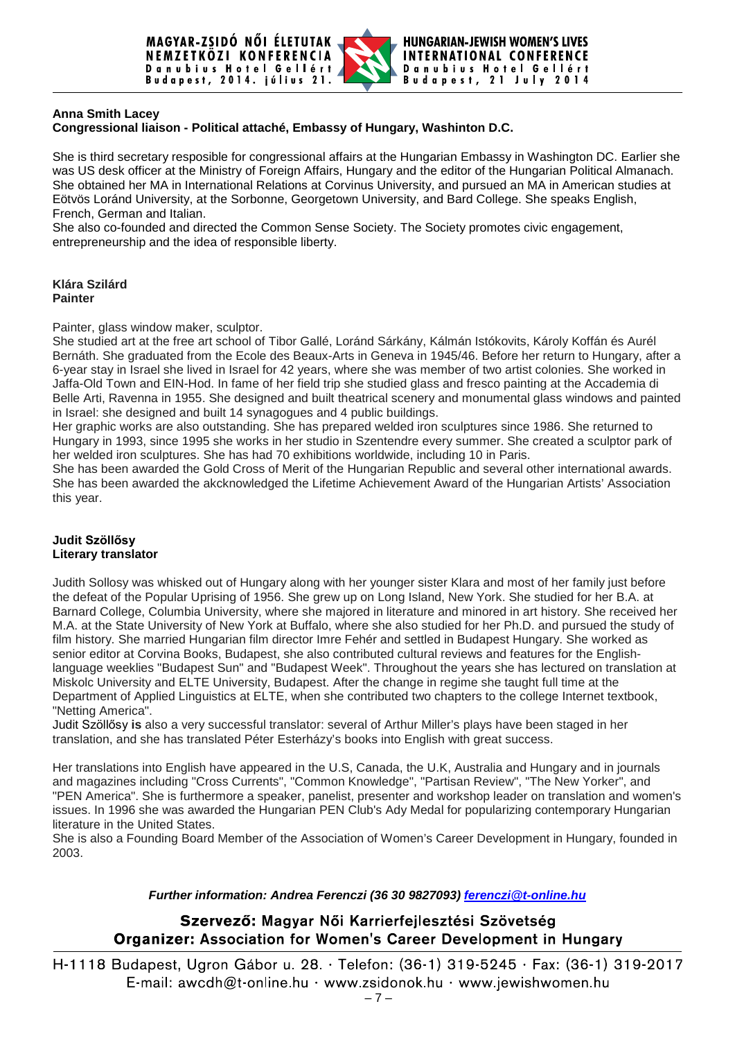**Anna Smith Lacey**
**Congressional liaison - Political attaché, Embassy of Hungary, Washinton D.C.**

She is third secretary resposible for congressional affairs at the Hungarian Embassy in Washington DC. Earlier she was US desk officer at the Ministry of Foreign Affairs, Hungary and the editor of the Hungarian Political Almanach. She obtained her MA in International Relations at Corvinus University, and pursued an MA in American studies at Eötvös Loránd University, at the Sorbonne, Georgetown University, and Bard College. She speaks English, French, German and Italian.
She also co-founded and directed the Common Sense Society. The Society promotes civic engagement, entrepreneurship and the idea of responsible liberty.

**Klára Szilárd**
**Painter**

Painter, glass window maker, sculptor.
She studied art at the free art school of Tibor Gallé, Loránd Sárkány, Kálmán Istókovits, Károly Koffán és Aurél Bernáth. She graduated from the Ecole des Beaux-Arts in Geneva in 1945/46. Before her return to Hungary, after a 6-year stay in Israel she lived in Israel for 42 years, where she was member of two artist colonies. She worked in Jaffa-Old Town and EIN-Hod. In fame of her field trip she studied glass and fresco painting at the Accademia di Belle Arti, Ravenna in 1955. She designed and built theatrical scenery and monumental glass windows and painted in Israel: she designed and built 14 synagogues and 4 public buildings.
Her graphic works are also outstanding. She has prepared welded iron sculptures since 1986. She returned to Hungary in 1993, since 1995 she works in her studio in Szentendre every summer. She created a sculptor park of her welded iron sculptures. She has had 70 exhibitions worldwide, including 10 in Paris.
She has been awarded the Gold Cross of Merit of the Hungarian Republic and several other international awards. She has been awarded the akcknowledged the Lifetime Achievement Award of the Hungarian Artists' Association this year.

**Judit Szöllősy**
**Literary translator**

Judith Sollosy was whisked out of Hungary along with her younger sister Klara and most of her family just before the defeat of the Popular Uprising of 1956. She grew up on Long Island, New York. She studied for her B.A. at Barnard College, Columbia University, where she majored in literature and minored in art history. She received her M.A. at the State University of New York at Buffalo, where she also studied for her Ph.D. and pursued the study of film history. She married Hungarian film director Imre Fehér and settled in Budapest Hungary. She worked as senior editor at Corvina Books, Budapest, she also contributed cultural reviews and features for the English-language weeklies "Budapest Sun" and "Budapest Week". Throughout the years she has lectured on translation at Miskolc University and ELTE University, Budapest. After the change in regime she taught full time at the Department of Applied Linguistics at ELTE, when she contributed two chapters to the college Internet textbook, "Netting America".
Judit Szöllősy **is** also a very successful translator: several of Arthur Miller's plays have been staged in her translation, and she has translated Péter Esterházy's books into English with great success.

Her translations into English have appeared in the U.S, Canada, the U.K, Australia and Hungary and in journals and magazines including "Cross Currents", "Common Knowledge", "Partisan Review", "The New Yorker", and "PEN America". She is furthermore a speaker, panelist, presenter and workshop leader on translation and women's issues. In 1996 she was awarded the Hungarian PEN Club's Ady Medal for popularizing contemporary Hungarian literature in the United States.
She is also a Founding Board Member of the Association of Women's Career Development in Hungary, founded in 2003.

***Further information: Andrea Ferenczi (36 30 9827093) ferenczi@t-online.hu***

**Szervező:** Magyar Női Karrierfejlesztési Szövetség
**Organizer:** Association for Women's Career Development in Hungary

H-1118 Budapest, Ugron Gábor u. 28. · Telefon: (36-1) 319-5245 · Fax: (36-1) 319-2017
E-mail: awcdh@t-online.hu · www.zsidonok.hu · www.jewishwomen.hu